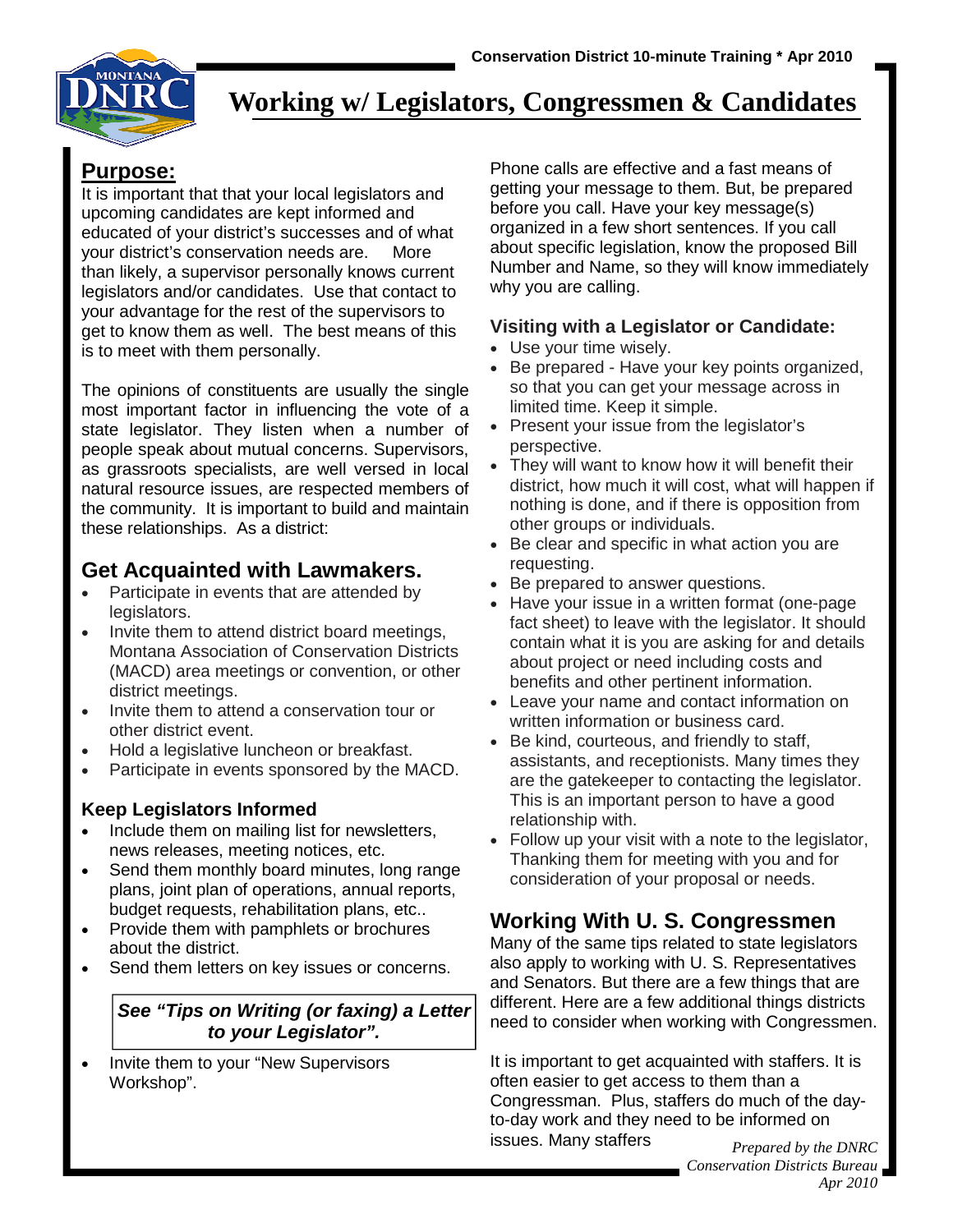# Working w/ Legislators, Congressmen & Candidates

## Purpose:

It is important that that your local legislators and upcoming candidates are kept informed and educated of your district's successes and of what your district's conservation needs are. More than likely, a supervisor personally knows current legislators and/or candidates. Use that contact to your advantage for the rest of the supervisors to get to know them as well. The best means of this is to meet with them personally.

The opinions of constituents are usually the single most important factor in influencing the vote of a state legislator. They listen when a number of people speak about mutual concerns. Supervisors, as grassroots specialists, are well versed in local natural resource issues, are respected members of the community. It is important to build and maintain these relationships. As a district:

## Get Acquainted with Lawmakers.

- Participate in events that are attended by legislators.
- Invite them to attend district board meetings, Montana Association of Conservation Districts (MACD) area meetings or convention, or other district meetings.
- Invite them to attend a conservation tour or other district event.
- Hold a legislative luncheon or breakfast.
- Participate in events sponsored by the MACD.

### Keep Legislators Informed

- Include them on mailing list for newsletters, news releases, meeting notices, etc.
- Send them monthly board minutes, long range plans, joint plan of operations, annual reports, budget requests, rehabilitation plans, etc..
- Provide them with pamphlets or brochures about the district.
- Send them letters on key issues or concerns.

***See "Tips on Writing (or faxing) a Letter to your Legislator".***

- Invite them to your "New Supervisors Workshop".

Phone calls are effective and a fast means of getting your message to them. But, be prepared before you call. Have your key message(s) organized in a few short sentences. If you call about specific legislation, know the proposed Bill Number and Name, so they will know immediately why you are calling.

### Visiting with a Legislator or Candidate:

- Use your time wisely.
- Be prepared - Have your key points organized, so that you can get your message across in limited time. Keep it simple.
- Present your issue from the legislator's perspective.
- They will want to know how it will benefit their district, how much it will cost, what will happen if nothing is done, and if there is opposition from other groups or individuals.
- Be clear and specific in what action you are requesting.
- Be prepared to answer questions.
- Have your issue in a written format (one-page fact sheet) to leave with the legislator. It should contain what it is you are asking for and details about project or need including costs and benefits and other pertinent information.
- Leave your name and contact information on written information or business card.
- Be kind, courteous, and friendly to staff, assistants, and receptionists. Many times they are the gatekeeper to contacting the legislator. This is an important person to have a good relationship with.
- Follow up your visit with a note to the legislator, Thanking them for meeting with you and for consideration of your proposal or needs.

## Working With U. S. Congressmen

Many of the same tips related to state legislators also apply to working with U. S. Representatives and Senators. But there are a few things that are different. Here are a few additional things districts need to consider when working with Congressmen.

It is important to get acquainted with staffers. It is often easier to get access to them than a Congressman. Plus, staffers do much of the day-to-day work and they need to be informed on issues. Many staffers

*Prepared by the DNRC Conservation Districts Bureau Apr 2010*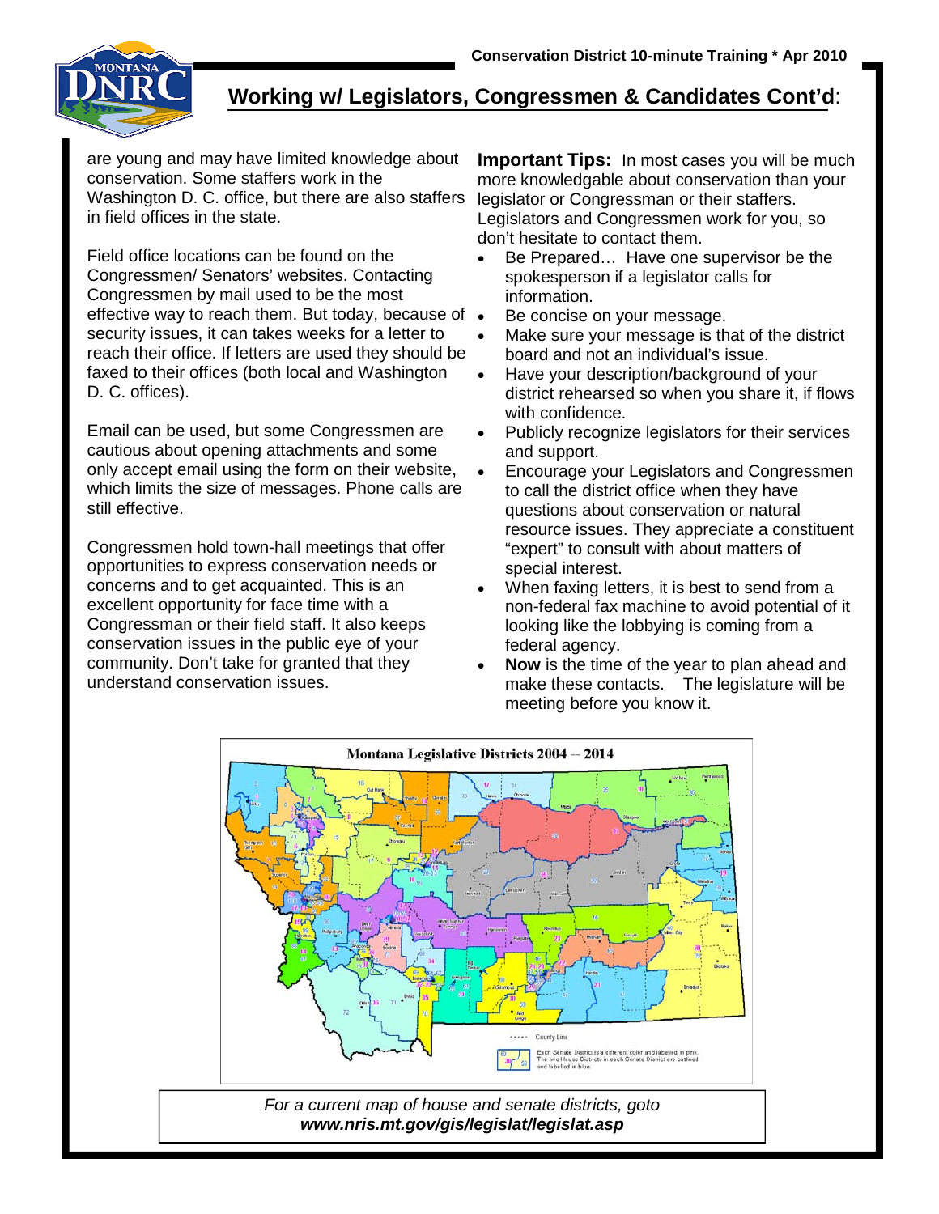## Working w/ Legislators, Congressmen & Candidates Cont'd:

are young and may have limited knowledge about conservation. Some staffers work in the Washington D. C. office, but there are also staffers in field offices in the state.

Field office locations can be found on the Congressmen/ Senators' websites. Contacting Congressmen by mail used to be the most effective way to reach them. But today, because of security issues, it can takes weeks for a letter to reach their office. If letters are used they should be faxed to their offices (both local and Washington D. C. offices).

Email can be used, but some Congressmen are cautious about opening attachments and some only accept email using the form on their website, which limits the size of messages. Phone calls are still effective.

Congressmen hold town-hall meetings that offer opportunities to express conservation needs or concerns and to get acquainted. This is an excellent opportunity for face time with a Congressman or their field staff. It also keeps conservation issues in the public eye of your community. Don't take for granted that they understand conservation issues.

**Important Tips:** In most cases you will be much more knowledgable about conservation than your legislator or Congressman or their staffers. Legislators and Congressmen work for you, so don't hesitate to contact them.

- Be Prepared… Have one supervisor be the spokesperson if a legislator calls for information.
- Be concise on your message.
- Make sure your message is that of the district board and not an individual's issue.
- Have your description/background of your district rehearsed so when you share it, if flows with confidence.
- Publicly recognize legislators for their services and support.
- Encourage your Legislators and Congressmen to call the district office when they have questions about conservation or natural resource issues. They appreciate a constituent "expert" to consult with about matters of special interest.
- When faxing letters, it is best to send from a non-federal fax machine to avoid potential of it looking like the lobbying is coming from a federal agency.
- **Now** is the time of the year to plan ahead and make these contacts. The legislature will be meeting before you know it.

Montana Legislative Districts 2004 – 2014

County Line

Each Senate District is a different color and labelled in pink. The two House Districts in each Senate District are outlined and labelled in blue.

*For a current map of house and senate districts, goto **www.nris.mt.gov/gis/legislat/legislat.asp***